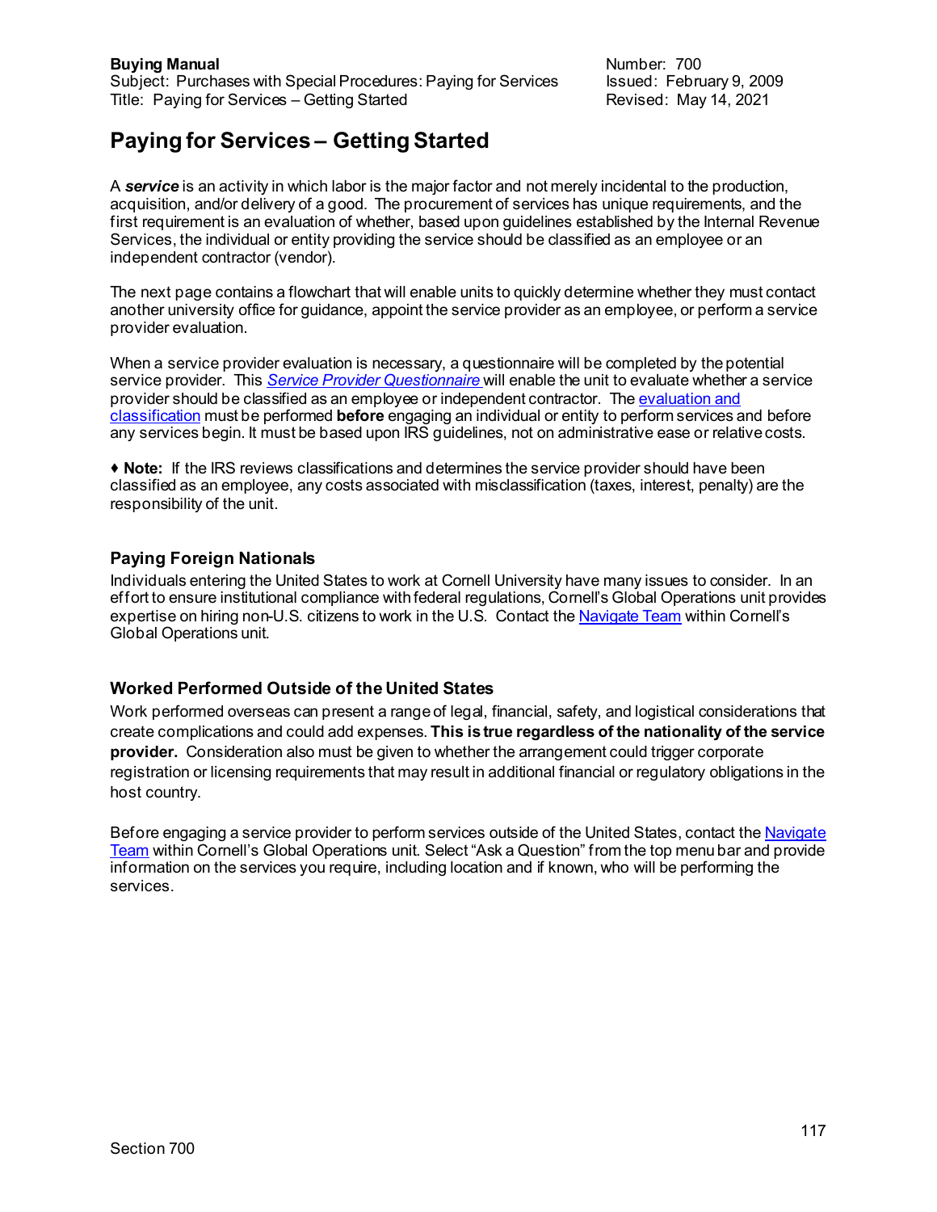**Buying Manual**
Subject: Purchases with Special Procedures: Paying for Services
Title: Paying for Services – Getting Started

Number: 700
Issued: February 9, 2009
Revised: May 14, 2021

# Paying for Services – Getting Started

A ***service*** is an activity in which labor is the major factor and not merely incidental to the production, acquisition, and/or delivery of a good. The procurement of services has unique requirements, and the first requirement is an evaluation of whether, based upon guidelines established by the Internal Revenue Services, the individual or entity providing the service should be classified as an employee or an independent contractor (vendor).

The next page contains a flowchart that will enable units to quickly determine whether they must contact another university office for guidance, appoint the service provider as an employee, or perform a service provider evaluation.

When a service provider evaluation is necessary, a questionnaire will be completed by the potential service provider. This *Service Provider Questionnaire* will enable the unit to evaluate whether a service provider should be classified as an employee or independent contractor. The evaluation and classification must be performed **before** engaging an individual or entity to perform services and before any services begin. It must be based upon IRS guidelines, not on administrative ease or relative costs.

♦ **Note:** If the IRS reviews classifications and determines the service provider should have been classified as an employee, any costs associated with misclassification (taxes, interest, penalty) are the responsibility of the unit.

### Paying Foreign Nationals

Individuals entering the United States to work at Cornell University have many issues to consider. In an effort to ensure institutional compliance with federal regulations, Cornell's Global Operations unit provides expertise on hiring non-U.S. citizens to work in the U.S. Contact the Navigate Team within Cornell's Global Operations unit.

### Worked Performed Outside of the United States

Work performed overseas can present a range of legal, financial, safety, and logistical considerations that create complications and could add expenses. **This is true regardless of the nationality of the service provider.** Consideration also must be given to whether the arrangement could trigger corporate registration or licensing requirements that may result in additional financial or regulatory obligations in the host country.

Before engaging a service provider to perform services outside of the United States, contact the Navigate Team within Cornell's Global Operations unit. Select "Ask a Question" from the top menu bar and provide information on the services you require, including location and if known, who will be performing the services.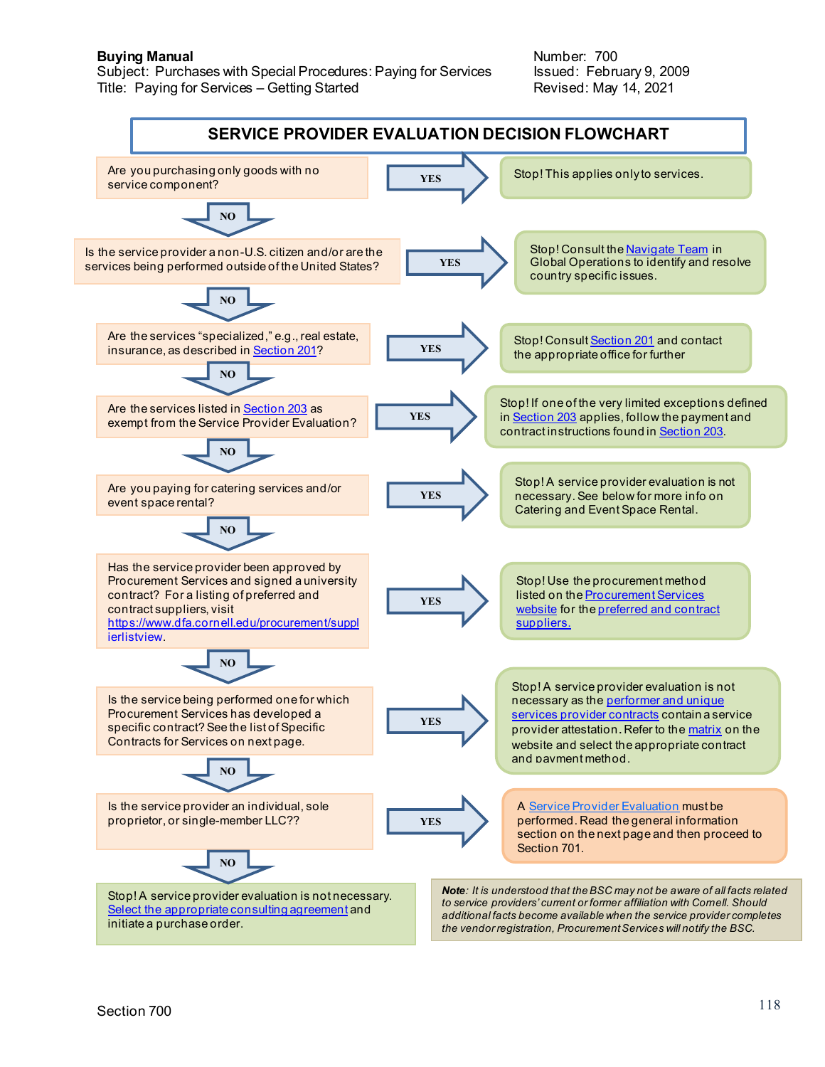**Buying Manual**
Subject: Purchases with Special Procedures: Paying for Services
Title: Paying for Services – Getting Started

Number: 700
Issued: February 9, 2009
Revised: May 14, 2021

## SERVICE PROVIDER EVALUATION DECISION FLOWCHART

| Question | Answer | Action |
|---|---|---|
| Are you purchasing only goods with no service component? | YES | Stop! This applies only to services. |
| Is the service provider a non-U.S. citizen and/or are the services being performed outside of the United States? | YES | Stop! Consult the Navigate Team in Global Operations to identify and resolve country specific issues. |
| Are the services "specialized," e.g., real estate, insurance, as described in Section 201? | YES | Stop! Consult Section 201 and contact the appropriate office for further |
| Are the services listed in Section 203 as exempt from the Service Provider Evaluation? | YES | Stop! If one of the very limited exceptions defined in Section 203 applies, follow the payment and contract instructions found in Section 203. |
| Are you paying for catering services and/or event space rental? | YES | Stop! A service provider evaluation is not necessary. See below for more info on Catering and Event Space Rental. |
| Has the service provider been approved by Procurement Services and signed a university contract? For a listing of preferred and contract suppliers, visit https://www.dfa.cornell.edu/procurement/supplierlistview. | YES | Stop! Use the procurement method listed on the Procurement Services website for the preferred and contract suppliers. |
| Is the service being performed one for which Procurement Services has developed a specific contract? See the list of Specific Contracts for Services on next page. | YES | Stop! A service provider evaluation is not necessary as the performer and unique services provider contracts contain a service provider attestation. Refer to the matrix on the website and select the appropriate contract and payment method. |
| Is the service provider an individual, sole proprietor, or single-member LLC?? | YES | A Service Provider Evaluation must be performed. Read the general information section on the next page and then proceed to Section 701. |

If NO to each question, proceed to the next question. If NO to the last question:

Stop! A service provider evaluation is not necessary. Select the appropriate consulting agreement and initiate a purchase order.

***Note**: It is understood that the BSC may not be aware of all facts related to service providers' current or former affiliation with Cornell. Should additional facts become available when the service provider completes the vendor registration, Procurement Services will notify the BSC.*

Section 700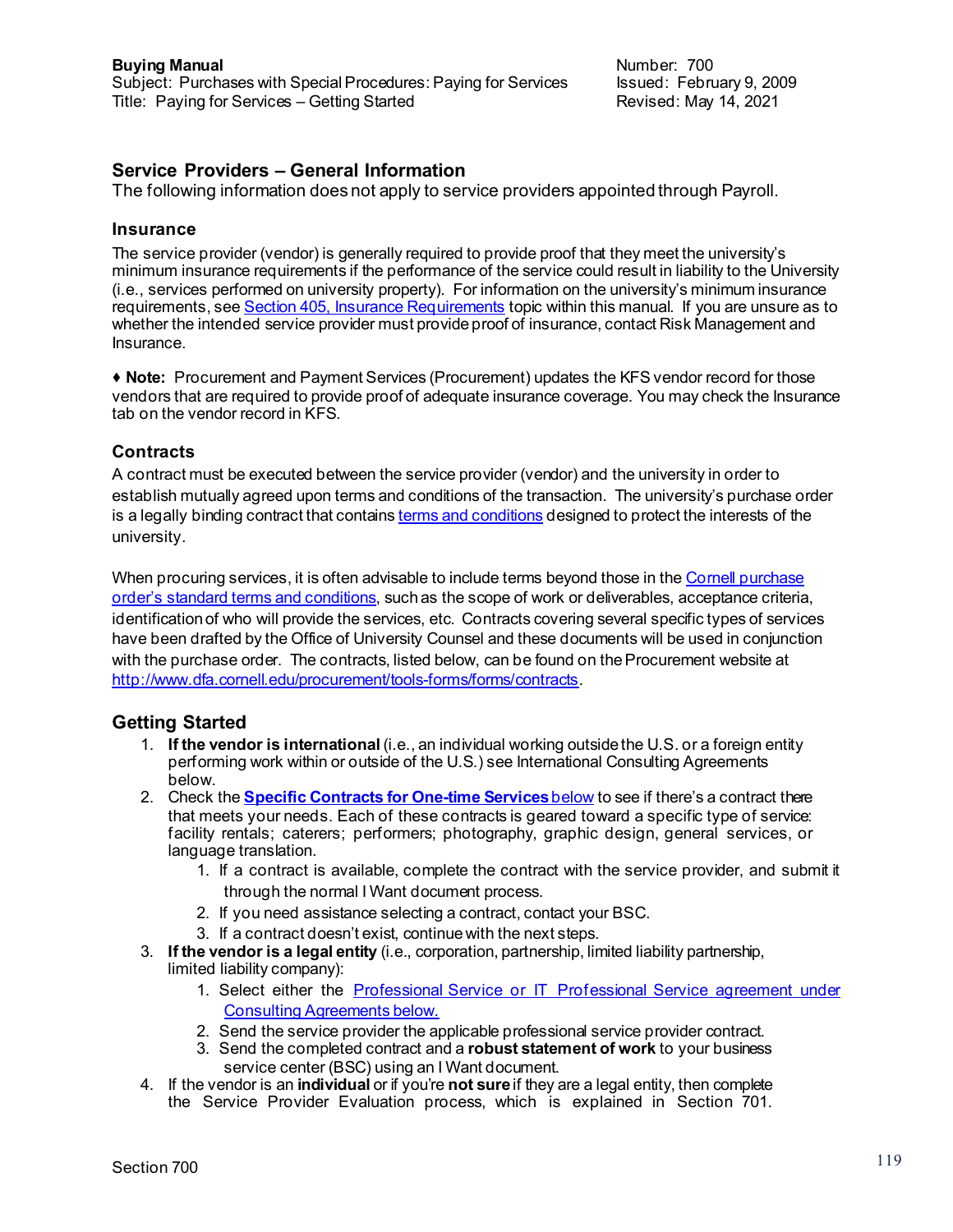## Service Providers – General Information

The following information does not apply to service providers appointed through Payroll.

### Insurance

The service provider (vendor) is generally required to provide proof that they meet the university's minimum insurance requirements if the performance of the service could result in liability to the University (i.e., services performed on university property). For information on the university's minimum insurance requirements, see [Section 405, Insurance Requirements](#) topic within this manual. If you are unsure as to whether the intended service provider must provide proof of insurance, contact Risk Management and Insurance.

♦ **Note:** Procurement and Payment Services (Procurement) updates the KFS vendor record for those vendors that are required to provide proof of adequate insurance coverage. You may check the Insurance tab on the vendor record in KFS.

### Contracts

A contract must be executed between the service provider (vendor) and the university in order to establish mutually agreed upon terms and conditions of the transaction. The university's purchase order is a legally binding contract that contains [terms and conditions](#) designed to protect the interests of the university.

When procuring services, it is often advisable to include terms beyond those in the [Cornell purchase order's standard terms and conditions](#), such as the scope of work or deliverables, acceptance criteria, identification of who will provide the services, etc. Contracts covering several specific types of services have been drafted by the Office of University Counsel and these documents will be used in conjunction with the purchase order. The contracts, listed below, can be found on the Procurement website at [http://www.dfa.cornell.edu/procurement/tools-forms/forms/contracts](http://www.dfa.cornell.edu/procurement/tools-forms/forms/contracts).

## Getting Started

1. **If the vendor is international** (i.e., an individual working outside the U.S. or a foreign entity performing work within or outside of the U.S.) see International Consulting Agreements below.
2. Check the **[Specific Contracts for One-time Services](#)** [below](#) to see if there's a contract there that meets your needs. Each of these contracts is geared toward a specific type of service: facility rentals; caterers; performers; photography, graphic design, general services, or language translation.
    1. If a contract is available, complete the contract with the service provider, and submit it through the normal I Want document process.
    2. If you need assistance selecting a contract, contact your BSC.
    3. If a contract doesn't exist, continue with the next steps.
3. **If the vendor is a legal entity** (i.e., corporation, partnership, limited liability partnership, limited liability company):
    1. Select either the [Professional Service or IT Professional Service agreement under Consulting Agreements below.](#)
    2. Send the service provider the applicable professional service provider contract.
    3. Send the completed contract and a **robust statement of work** to your business service center (BSC) using an I Want document.
4. If the vendor is an **individual** or if you're **not sure** if they are a legal entity, then complete the Service Provider Evaluation process, which is explained in Section 701.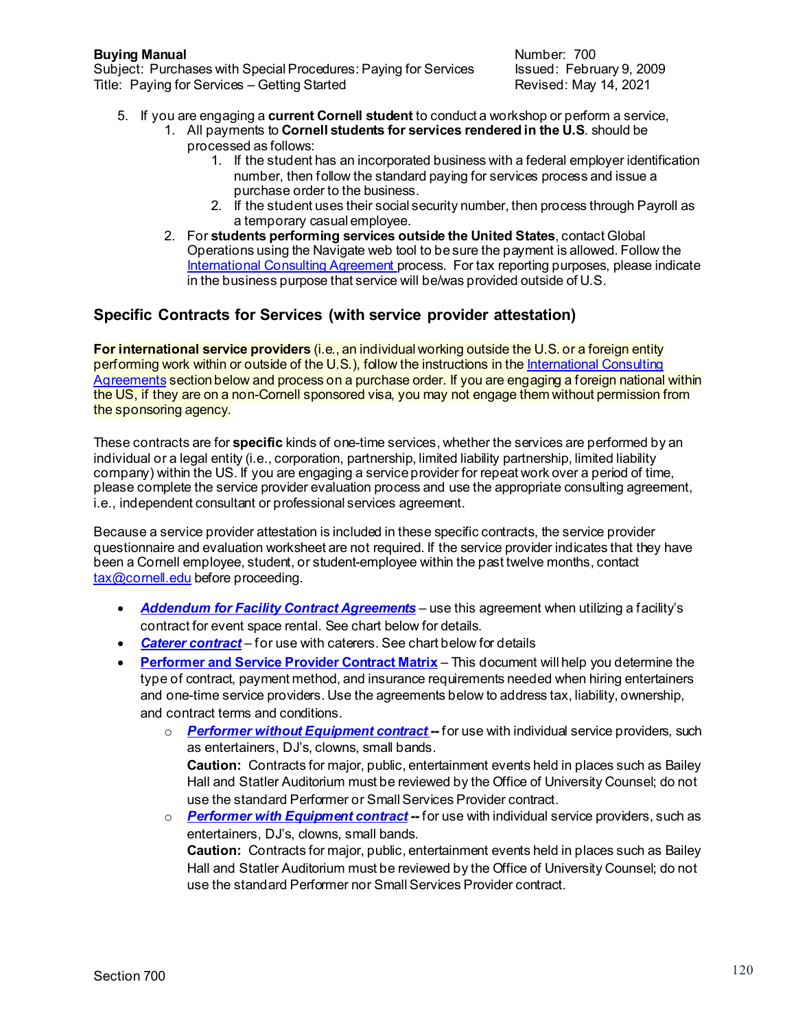5. If you are engaging a **current Cornell student** to conduct a workshop or perform a service,
    1. All payments to **Cornell students for services rendered in the U.S**. should be processed as follows:
        1. If the student has an incorporated business with a federal employer identification number, then follow the standard paying for services process and issue a purchase order to the business.
        2. If the student uses their social security number, then process through Payroll as a temporary casual employee.
    2. For **students performing services outside the United States**, contact Global Operations using the Navigate web tool to be sure the payment is allowed. Follow the International Consulting Agreement process. For tax reporting purposes, please indicate in the business purpose that service will be/was provided outside of U.S.

## Specific Contracts for Services (with service provider attestation)

**For international service providers** (i.e., an individual working outside the U.S. or a foreign entity performing work within or outside of the U.S.), follow the instructions in the International Consulting Agreements section below and process on a purchase order. If you are engaging a foreign national within the US, if they are on a non-Cornell sponsored visa, you may not engage them without permission from the sponsoring agency.

These contracts are for **specific** kinds of one-time services, whether the services are performed by an individual or a legal entity (i.e., corporation, partnership, limited liability partnership, limited liability company) within the US. If you are engaging a service provider for repeat work over a period of time, please complete the service provider evaluation process and use the appropriate consulting agreement, i.e., independent consultant or professional services agreement.

Because a service provider attestation is included in these specific contracts, the service provider questionnaire and evaluation worksheet are not required. If the service provider indicates that they have been a Cornell employee, student, or student-employee within the past twelve months, contact tax@cornell.edu before proceeding.

- ***Addendum for Facility Contract Agreements*** – use this agreement when utilizing a facility's contract for event space rental. See chart below for details.
- ***Caterer contract*** – for use with caterers. See chart below for details
- **Performer and Service Provider Contract Matrix** – This document will help you determine the type of contract, payment method, and insurance requirements needed when hiring entertainers and one-time service providers. Use the agreements below to address tax, liability, ownership, and contract terms and conditions.
    - ***Performer without Equipment contract*** **--** for use with individual service providers, such as entertainers, DJ's, clowns, small bands.
      **Caution:** Contracts for major, public, entertainment events held in places such as Bailey Hall and Statler Auditorium must be reviewed by the Office of University Counsel; do not use the standard Performer or Small Services Provider contract.
    - ***Performer with Equipment contract*** **--** for use with individual service providers, such as entertainers, DJ's, clowns, small bands.
      **Caution:** Contracts for major, public, entertainment events held in places such as Bailey Hall and Statler Auditorium must be reviewed by the Office of University Counsel; do not use the standard Performer nor Small Services Provider contract.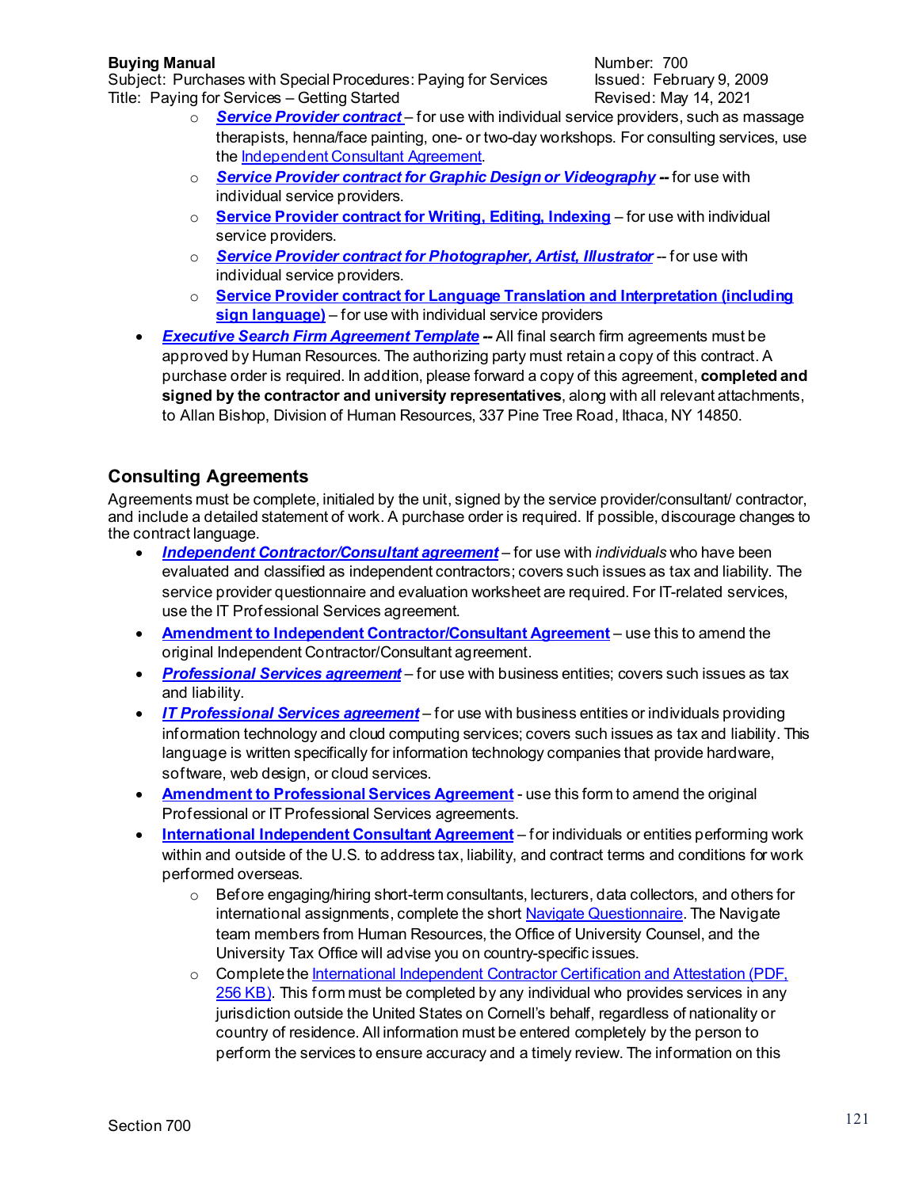- ***Service Provider contract*** – for use with individual service providers, such as massage therapists, henna/face painting, one- or two-day workshops. For consulting services, use the Independent Consultant Agreement.
  - ***Service Provider contract for Graphic Design or Videography*** -- for use with individual service providers.
  - **Service Provider contract for Writing, Editing, Indexing** – for use with individual service providers.
  - ***Service Provider contract for Photographer, Artist, Illustrator*** -- for use with individual service providers.
  - **Service Provider contract for Language Translation and Interpretation (including sign language)** – for use with individual service providers
- ***Executive Search Firm Agreement Template*** -- All final search firm agreements must be approved by Human Resources. The authorizing party must retain a copy of this contract. A purchase order is required. In addition, please forward a copy of this agreement, **completed and signed by the contractor and university representatives**, along with all relevant attachments, to Allan Bishop, Division of Human Resources, 337 Pine Tree Road, Ithaca, NY 14850.

## Consulting Agreements

Agreements must be complete, initialed by the unit, signed by the service provider/consultant/ contractor, and include a detailed statement of work. A purchase order is required. If possible, discourage changes to the contract language.

- ***Independent Contractor/Consultant agreement*** – for use with *individuals* who have been evaluated and classified as independent contractors; covers such issues as tax and liability. The service provider questionnaire and evaluation worksheet are required. For IT-related services, use the IT Professional Services agreement.
- **Amendment to Independent Contractor/Consultant Agreement** – use this to amend the original Independent Contractor/Consultant agreement.
- ***Professional Services agreement*** – for use with business entities; covers such issues as tax and liability.
- ***IT Professional Services agreement*** – for use with business entities or individuals providing information technology and cloud computing services; covers such issues as tax and liability. This language is written specifically for information technology companies that provide hardware, software, web design, or cloud services.
- **Amendment to Professional Services Agreement** - use this form to amend the original Professional or IT Professional Services agreements.
- **International Independent Consultant Agreement** – for individuals or entities performing work within and outside of the U.S. to address tax, liability, and contract terms and conditions for work performed overseas.
  - Before engaging/hiring short-term consultants, lecturers, data collectors, and others for international assignments, complete the short Navigate Questionnaire. The Navigate team members from Human Resources, the Office of University Counsel, and the University Tax Office will advise you on country-specific issues.
  - Complete the International Independent Contractor Certification and Attestation (PDF, 256 KB). This form must be completed by any individual who provides services in any jurisdiction outside the United States on Cornell's behalf, regardless of nationality or country of residence. All information must be entered completely by the person to perform the services to ensure accuracy and a timely review. The information on this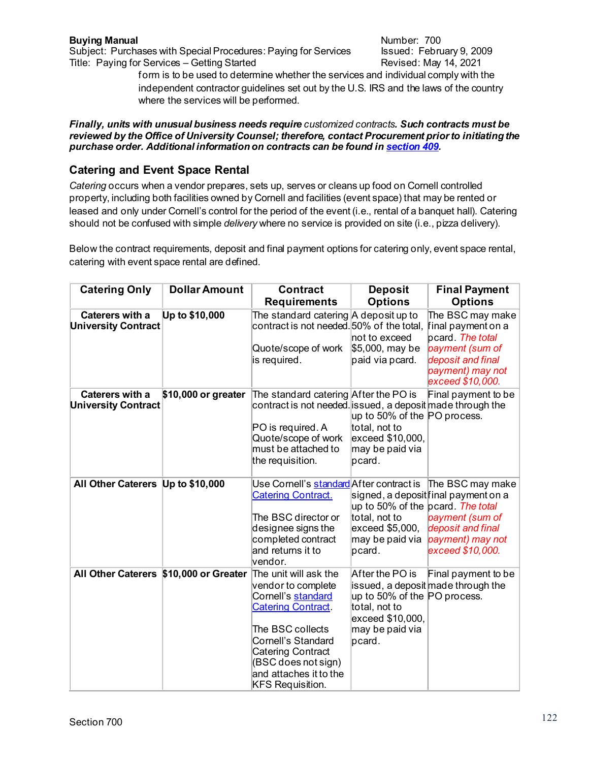form is to be used to determine whether the services and individual comply with the independent contractor guidelines set out by the U.S. IRS and the laws of the country where the services will be performed.

***Finally, units with unusual business needs require*** *customized contracts*. ***Such contracts must be reviewed by the Office of University Counsel; therefore, contact Procurement prior to initiating the purchase order. Additional information on contracts can be found in [section 409](section 409).***

## Catering and Event Space Rental

*Catering* occurs when a vendor prepares, sets up, serves or cleans up food on Cornell controlled property, including both facilities owned by Cornell and facilities (event space) that may be rented or leased and only under Cornell's control for the period of the event (i.e., rental of a banquet hall). Catering should not be confused with simple *delivery* where no service is provided on site (i.e., pizza delivery).

Below the contract requirements, deposit and final payment options for catering only, event space rental, catering with event space rental are defined.

| Catering Only | Dollar Amount | Contract Requirements | Deposit Options | Final Payment Options |
|---|---|---|---|---|
| **Caterers with a University Contract** | **Up to $10,000** | The standard catering contract is not needed.<br><br>Quote/scope of work is required. | A deposit up to 50% of the total, not to exceed $5,000, may be paid via pcard. | The BSC may make final payment on a pcard. *The total payment (sum of deposit and final payment) may not exceed $10,000.* |
| **Caterers with a University Contract** | **$10,000 or greater** | The standard catering contract is not needed.<br><br>PO is required. A Quote/scope of work must be attached to the requisition. | After the PO is issued, a deposit up to 50% of the total, not to exceed $10,000, may be paid via pcard. | Final payment to be made through the PO process. |
| **All Other Caterers** | **Up to $10,000** | Use Cornell's standard Catering Contract.<br><br>The BSC director or designee signs the completed contract and returns it to vendor. | After contract is signed, a deposit up to 50% of the total, not to exceed $5,000, may be paid via pcard. | The BSC may make final payment on a pcard. *The total payment (sum of deposit and final payment) may not exceed $10,000.* |
| **All Other Caterers** | **$10,000 or Greater** | The unit will ask the vendor to complete Cornell's standard Catering Contract.<br><br>The BSC collects Cornell's Standard Catering Contract (BSC does not sign) and attaches it to the KFS Requisition. | After the PO is issued, a deposit up to 50% of the total, not to exceed $10,000, may be paid via pcard. | Final payment to be made through the PO process. |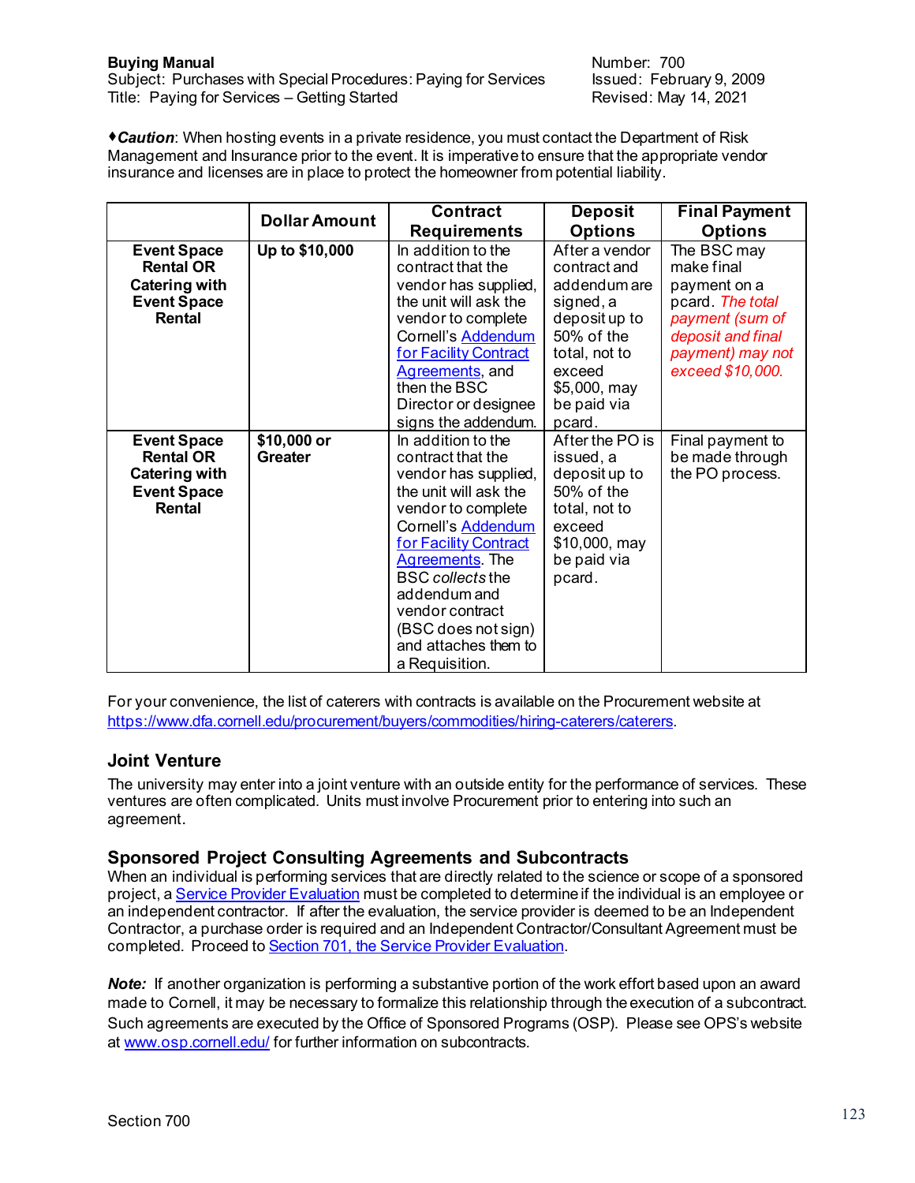**Buying Manual**
Subject: Purchases with Special Procedures: Paying for Services
Title: Paying for Services – Getting Started

Number: 700
Issued: February 9, 2009
Revised: May 14, 2021

♦***Caution***: When hosting events in a private residence, you must contact the Department of Risk Management and Insurance prior to the event. It is imperative to ensure that the appropriate vendor insurance and licenses are in place to protect the homeowner from potential liability.

| | Dollar Amount | Contract Requirements | Deposit Options | Final Payment Options |
|---|---|---|---|---|
| **Event Space Rental OR Catering with Event Space Rental** | **Up to $10,000** | In addition to the contract that the vendor has supplied, the unit will ask the vendor to complete Cornell's [Addendum for Facility Contract Agreements](), and then the BSC Director or designee signs the addendum. | After a vendor contract and addendum are signed, a deposit up to 50% of the total, not to exceed $5,000, may be paid via pcard. | The BSC may make final payment on a pcard. *The total payment (sum of deposit and final payment) may not exceed $10,000.* |
| **Event Space Rental OR Catering with Event Space Rental** | **$10,000 or Greater** | In addition to the contract that the vendor has supplied, the unit will ask the vendor to complete Cornell's [Addendum for Facility Contract Agreements](). The BSC *collects* the addendum and vendor contract (BSC does not sign) and attaches them to a Requisition. | After the PO is issued, a deposit up to 50% of the total, not to exceed $10,000, may be paid via pcard. | Final payment to be made through the PO process. |

For your convenience, the list of caterers with contracts is available on the Procurement website at https://www.dfa.cornell.edu/procurement/buyers/commodities/hiring-caterers/caterers.

## Joint Venture

The university may enter into a joint venture with an outside entity for the performance of services. These ventures are often complicated. Units must involve Procurement prior to entering into such an agreement.

## Sponsored Project Consulting Agreements and Subcontracts

When an individual is performing services that are directly related to the science or scope of a sponsored project, a [Service Provider Evaluation]() must be completed to determine if the individual is an employee or an independent contractor. If after the evaluation, the service provider is deemed to be an Independent Contractor, a purchase order is required and an Independent Contractor/Consultant Agreement must be completed. Proceed to [Section 701, the Service Provider Evaluation]().

***Note:*** If another organization is performing a substantive portion of the work effort based upon an award made to Cornell, it may be necessary to formalize this relationship through the execution of a subcontract. Such agreements are executed by the Office of Sponsored Programs (OSP). Please see OPS's website at www.osp.cornell.edu/ for further information on subcontracts.